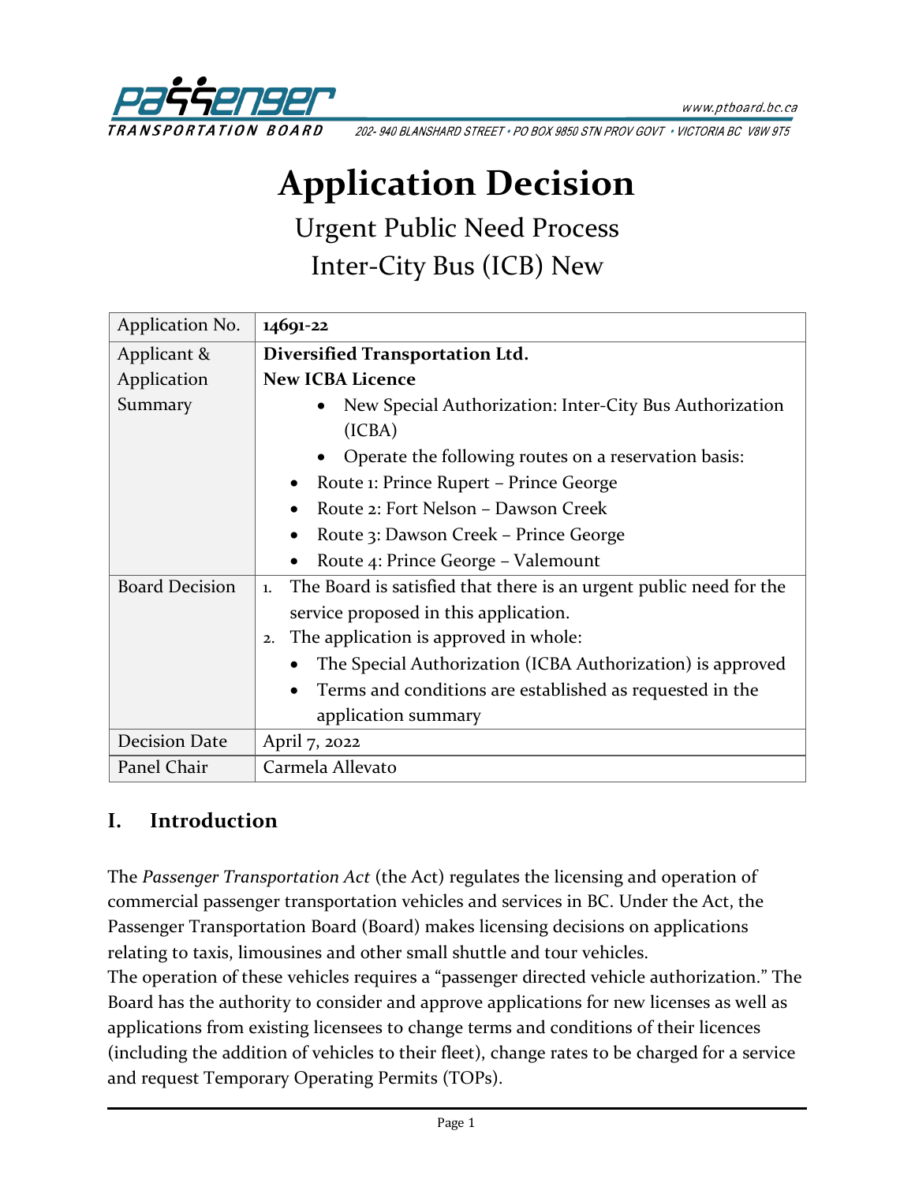# Application Decision

## Urgent Public Need Process

## Inter-City Bus (ICB) New

| Application No. | **14691-22** |
|---|---|
| Applicant & Application Summary | **Diversified Transportation Ltd.**<br>**New ICBA Licence**<br>• New Special Authorization: Inter-City Bus Authorization (ICBA)<br>• Operate the following routes on a reservation basis:<br>• Route 1: Prince Rupert – Prince George<br>• Route 2: Fort Nelson – Dawson Creek<br>• Route 3: Dawson Creek – Prince George<br>• Route 4: Prince George – Valemount |
| Board Decision | 1. The Board is satisfied that there is an urgent public need for the service proposed in this application.<br>2. The application is approved in whole:<br>• The Special Authorization (ICBA Authorization) is approved<br>• Terms and conditions are established as requested in the application summary |
| Decision Date | April 7, 2022 |
| Panel Chair | Carmela Allevato |

## I. Introduction

The *Passenger Transportation Act* (the Act) regulates the licensing and operation of commercial passenger transportation vehicles and services in BC. Under the Act, the Passenger Transportation Board (Board) makes licensing decisions on applications relating to taxis, limousines and other small shuttle and tour vehicles.

The operation of these vehicles requires a "passenger directed vehicle authorization." The Board has the authority to consider and approve applications for new licenses as well as applications from existing licensees to change terms and conditions of their licences (including the addition of vehicles to their fleet), change rates to be charged for a service and request Temporary Operating Permits (TOPs).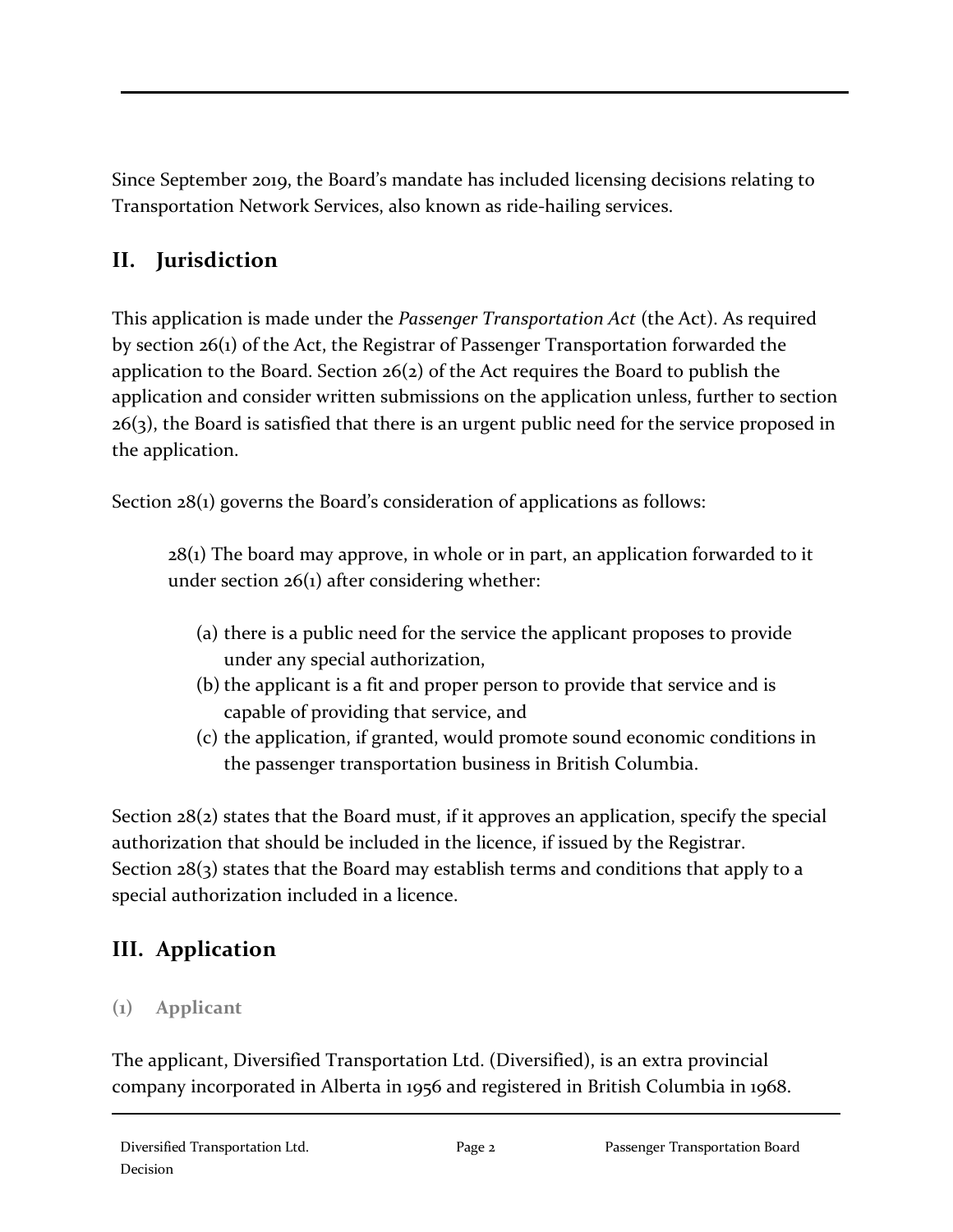Since September 2019, the Board's mandate has included licensing decisions relating to Transportation Network Services, also known as ride-hailing services.

## II. Jurisdiction

This application is made under the *Passenger Transportation Act* (the Act). As required by section 26(1) of the Act, the Registrar of Passenger Transportation forwarded the application to the Board. Section 26(2) of the Act requires the Board to publish the application and consider written submissions on the application unless, further to section 26(3), the Board is satisfied that there is an urgent public need for the service proposed in the application.

Section 28(1) governs the Board's consideration of applications as follows:

> 28(1) The board may approve, in whole or in part, an application forwarded to it under section 26(1) after considering whether:
>
> (a) there is a public need for the service the applicant proposes to provide under any special authorization,
> (b) the applicant is a fit and proper person to provide that service and is capable of providing that service, and
> (c) the application, if granted, would promote sound economic conditions in the passenger transportation business in British Columbia.

Section 28(2) states that the Board must, if it approves an application, specify the special authorization that should be included in the licence, if issued by the Registrar. Section 28(3) states that the Board may establish terms and conditions that apply to a special authorization included in a licence.

## III. Application

### (1) Applicant

The applicant, Diversified Transportation Ltd. (Diversified), is an extra provincial company incorporated in Alberta in 1956 and registered in British Columbia in 1968.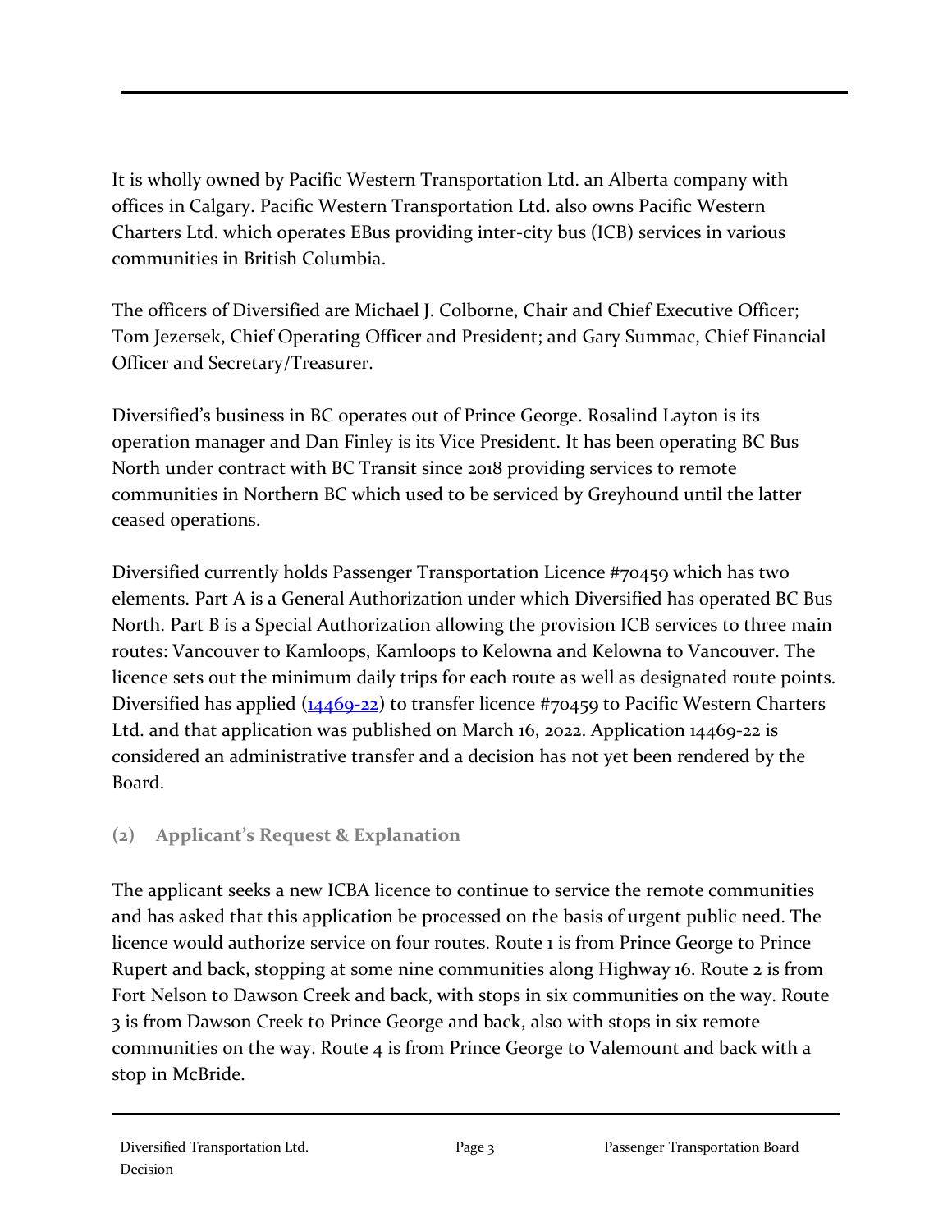It is wholly owned by Pacific Western Transportation Ltd. an Alberta company with offices in Calgary. Pacific Western Transportation Ltd. also owns Pacific Western Charters Ltd. which operates EBus providing inter-city bus (ICB) services in various communities in British Columbia.

The officers of Diversified are Michael J. Colborne, Chair and Chief Executive Officer; Tom Jezersek, Chief Operating Officer and President; and Gary Summac, Chief Financial Officer and Secretary/Treasurer.

Diversified's business in BC operates out of Prince George. Rosalind Layton is its operation manager and Dan Finley is its Vice President. It has been operating BC Bus North under contract with BC Transit since 2018 providing services to remote communities in Northern BC which used to be serviced by Greyhound until the latter ceased operations.

Diversified currently holds Passenger Transportation Licence #70459 which has two elements. Part A is a General Authorization under which Diversified has operated BC Bus North. Part B is a Special Authorization allowing the provision ICB services to three main routes: Vancouver to Kamloops, Kamloops to Kelowna and Kelowna to Vancouver. The licence sets out the minimum daily trips for each route as well as designated route points. Diversified has applied (14469-22) to transfer licence #70459 to Pacific Western Charters Ltd. and that application was published on March 16, 2022. Application 14469-22 is considered an administrative transfer and a decision has not yet been rendered by the Board.

### (2) Applicant's Request & Explanation

The applicant seeks a new ICBA licence to continue to service the remote communities and has asked that this application be processed on the basis of urgent public need. The licence would authorize service on four routes. Route 1 is from Prince George to Prince Rupert and back, stopping at some nine communities along Highway 16. Route 2 is from Fort Nelson to Dawson Creek and back, with stops in six communities on the way. Route 3 is from Dawson Creek to Prince George and back, also with stops in six remote communities on the way. Route 4 is from Prince George to Valemount and back with a stop in McBride.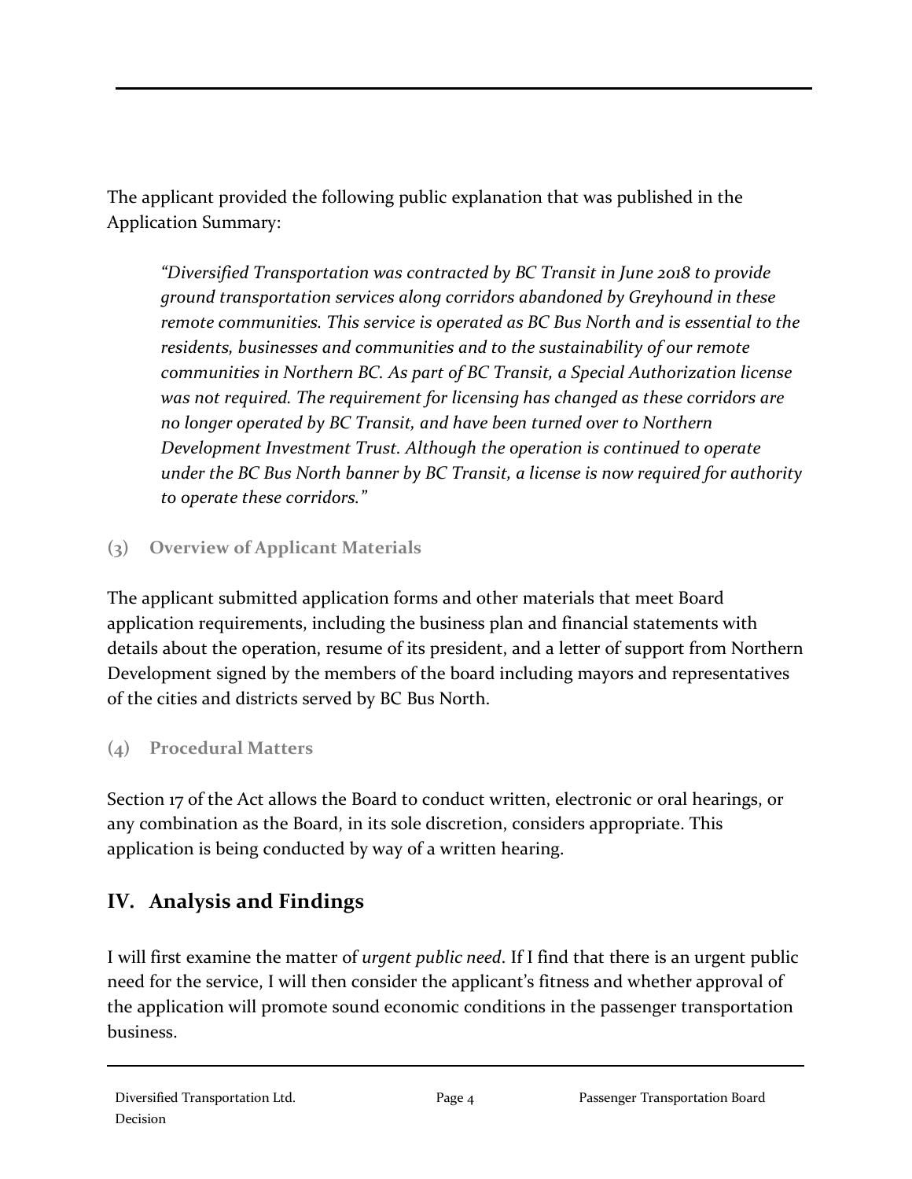The applicant provided the following public explanation that was published in the Application Summary:

> *"Diversified Transportation was contracted by BC Transit in June 2018 to provide ground transportation services along corridors abandoned by Greyhound in these remote communities. This service is operated as BC Bus North and is essential to the residents, businesses and communities and to the sustainability of our remote communities in Northern BC. As part of BC Transit, a Special Authorization license was not required. The requirement for licensing has changed as these corridors are no longer operated by BC Transit, and have been turned over to Northern Development Investment Trust. Although the operation is continued to operate under the BC Bus North banner by BC Transit, a license is now required for authority to operate these corridors."*

### (3) Overview of Applicant Materials

The applicant submitted application forms and other materials that meet Board application requirements, including the business plan and financial statements with details about the operation, resume of its president, and a letter of support from Northern Development signed by the members of the board including mayors and representatives of the cities and districts served by BC Bus North.

### (4) Procedural Matters

Section 17 of the Act allows the Board to conduct written, electronic or oral hearings, or any combination as the Board, in its sole discretion, considers appropriate. This application is being conducted by way of a written hearing.

## IV. Analysis and Findings

I will first examine the matter of *urgent public need*. If I find that there is an urgent public need for the service, I will then consider the applicant's fitness and whether approval of the application will promote sound economic conditions in the passenger transportation business.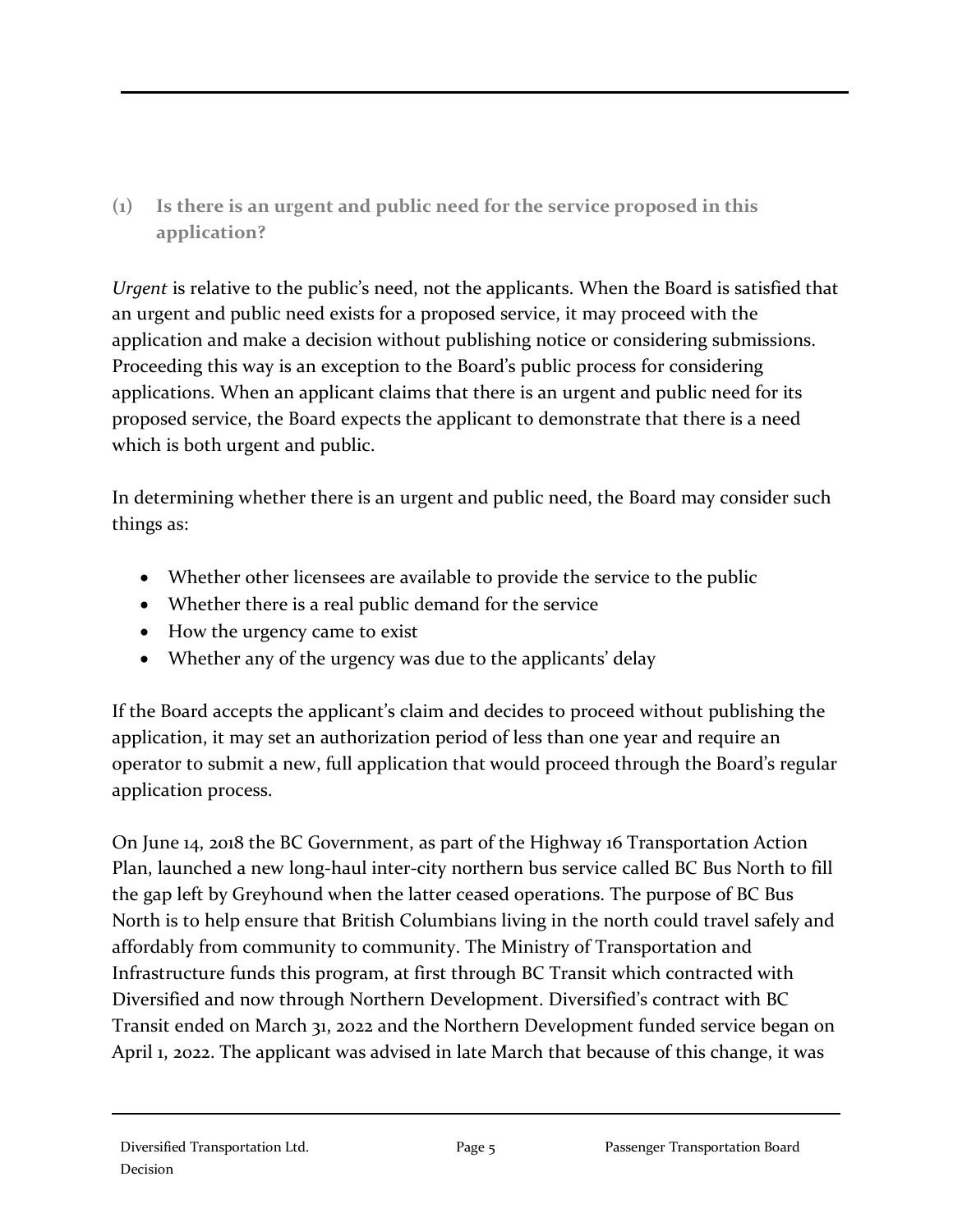## (1) Is there is an urgent and public need for the service proposed in this application?

*Urgent* is relative to the public's need, not the applicants. When the Board is satisfied that an urgent and public need exists for a proposed service, it may proceed with the application and make a decision without publishing notice or considering submissions. Proceeding this way is an exception to the Board's public process for considering applications. When an applicant claims that there is an urgent and public need for its proposed service, the Board expects the applicant to demonstrate that there is a need which is both urgent and public.

In determining whether there is an urgent and public need, the Board may consider such things as:

- Whether other licensees are available to provide the service to the public
- Whether there is a real public demand for the service
- How the urgency came to exist
- Whether any of the urgency was due to the applicants' delay

If the Board accepts the applicant's claim and decides to proceed without publishing the application, it may set an authorization period of less than one year and require an operator to submit a new, full application that would proceed through the Board's regular application process.

On June 14, 2018 the BC Government, as part of the Highway 16 Transportation Action Plan, launched a new long-haul inter-city northern bus service called BC Bus North to fill the gap left by Greyhound when the latter ceased operations. The purpose of BC Bus North is to help ensure that British Columbians living in the north could travel safely and affordably from community to community. The Ministry of Transportation and Infrastructure funds this program, at first through BC Transit which contracted with Diversified and now through Northern Development. Diversified's contract with BC Transit ended on March 31, 2022 and the Northern Development funded service began on April 1, 2022. The applicant was advised in late March that because of this change, it was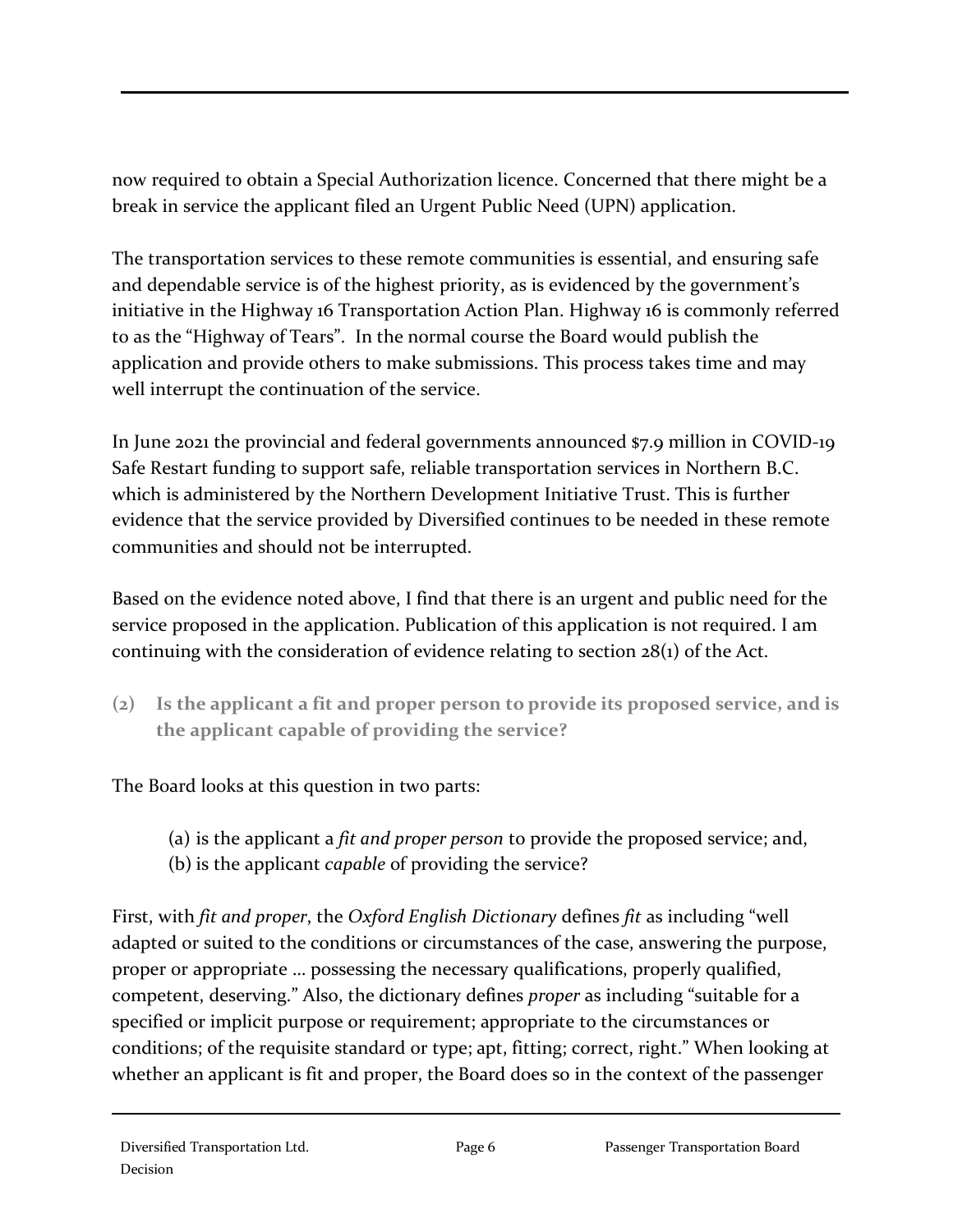now required to obtain a Special Authorization licence. Concerned that there might be a break in service the applicant filed an Urgent Public Need (UPN) application.

The transportation services to these remote communities is essential, and ensuring safe and dependable service is of the highest priority, as is evidenced by the government's initiative in the Highway 16 Transportation Action Plan. Highway 16 is commonly referred to as the "Highway of Tears". In the normal course the Board would publish the application and provide others to make submissions. This process takes time and may well interrupt the continuation of the service.

In June 2021 the provincial and federal governments announced $7.9 million in COVID-19 Safe Restart funding to support safe, reliable transportation services in Northern B.C. which is administered by the Northern Development Initiative Trust. This is further evidence that the service provided by Diversified continues to be needed in these remote communities and should not be interrupted.

Based on the evidence noted above, I find that there is an urgent and public need for the service proposed in the application. Publication of this application is not required. I am continuing with the consideration of evidence relating to section 28(1) of the Act.

### (2) Is the applicant a fit and proper person to provide its proposed service, and is the applicant capable of providing the service?

The Board looks at this question in two parts:

(a) is the applicant a *fit and proper person* to provide the proposed service; and,
(b) is the applicant *capable* of providing the service?

First, with *fit and proper*, the *Oxford English Dictionary* defines *fit* as including "well adapted or suited to the conditions or circumstances of the case, answering the purpose, proper or appropriate … possessing the necessary qualifications, properly qualified, competent, deserving." Also, the dictionary defines *proper* as including "suitable for a specified or implicit purpose or requirement; appropriate to the circumstances or conditions; of the requisite standard or type; apt, fitting; correct, right." When looking at whether an applicant is fit and proper, the Board does so in the context of the passenger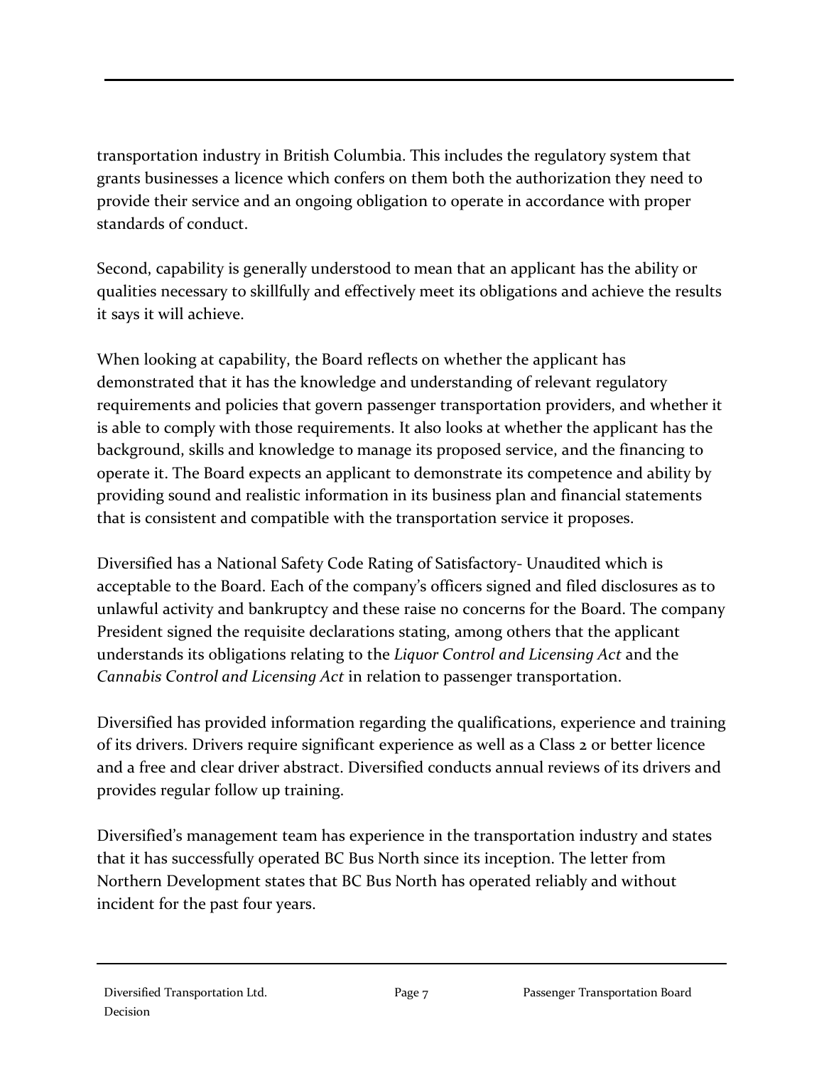transportation industry in British Columbia. This includes the regulatory system that grants businesses a licence which confers on them both the authorization they need to provide their service and an ongoing obligation to operate in accordance with proper standards of conduct.

Second, capability is generally understood to mean that an applicant has the ability or qualities necessary to skillfully and effectively meet its obligations and achieve the results it says it will achieve.

When looking at capability, the Board reflects on whether the applicant has demonstrated that it has the knowledge and understanding of relevant regulatory requirements and policies that govern passenger transportation providers, and whether it is able to comply with those requirements. It also looks at whether the applicant has the background, skills and knowledge to manage its proposed service, and the financing to operate it. The Board expects an applicant to demonstrate its competence and ability by providing sound and realistic information in its business plan and financial statements that is consistent and compatible with the transportation service it proposes.

Diversified has a National Safety Code Rating of Satisfactory- Unaudited which is acceptable to the Board. Each of the company's officers signed and filed disclosures as to unlawful activity and bankruptcy and these raise no concerns for the Board. The company President signed the requisite declarations stating, among others that the applicant understands its obligations relating to the *Liquor Control and Licensing Act* and the *Cannabis Control and Licensing Act* in relation to passenger transportation.

Diversified has provided information regarding the qualifications, experience and training of its drivers. Drivers require significant experience as well as a Class 2 or better licence and a free and clear driver abstract. Diversified conducts annual reviews of its drivers and provides regular follow up training.

Diversified's management team has experience in the transportation industry and states that it has successfully operated BC Bus North since its inception. The letter from Northern Development states that BC Bus North has operated reliably and without incident for the past four years.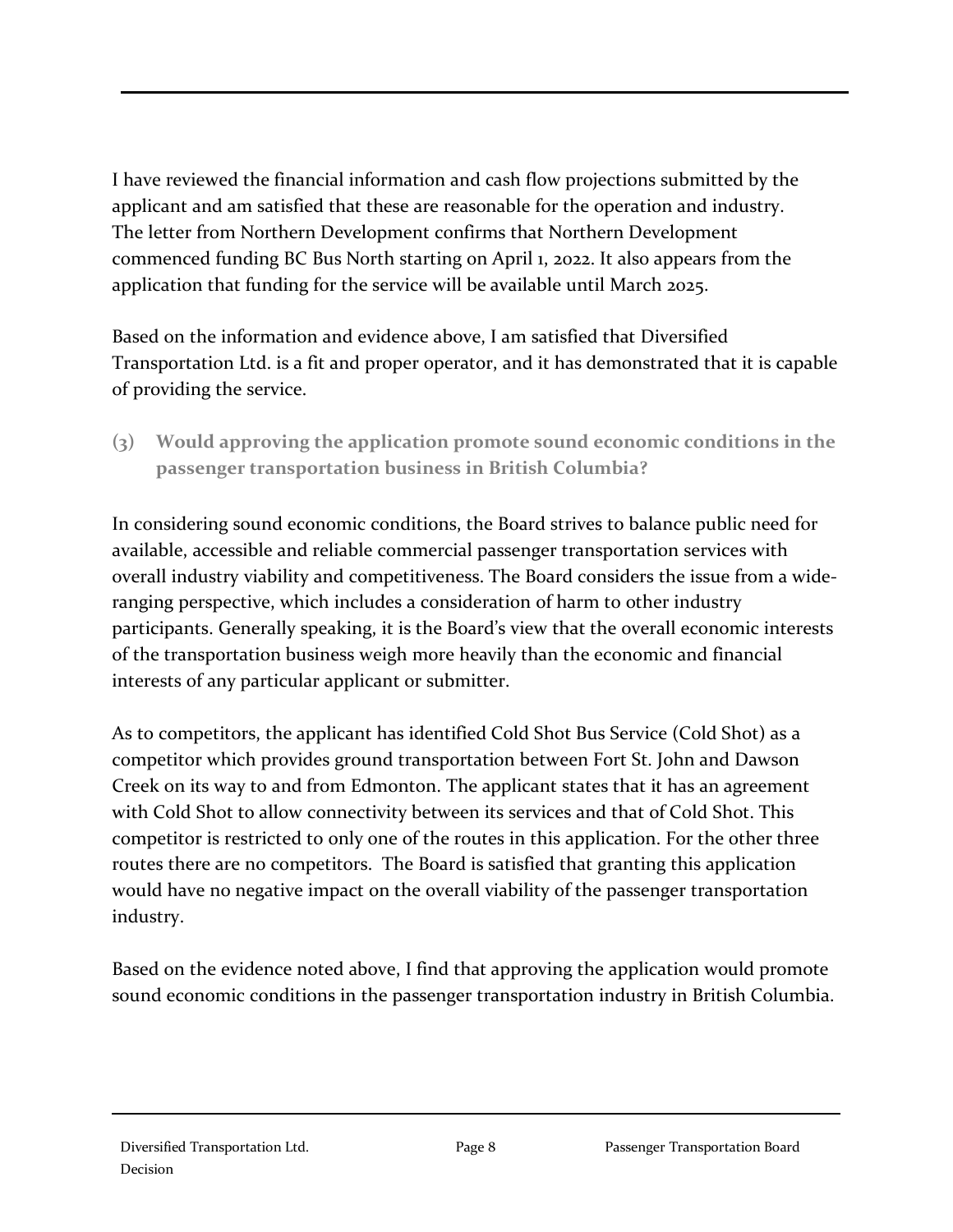I have reviewed the financial information and cash flow projections submitted by the applicant and am satisfied that these are reasonable for the operation and industry. The letter from Northern Development confirms that Northern Development commenced funding BC Bus North starting on April 1, 2022. It also appears from the application that funding for the service will be available until March 2025.

Based on the information and evidence above, I am satisfied that Diversified Transportation Ltd. is a fit and proper operator, and it has demonstrated that it is capable of providing the service.

### (3) Would approving the application promote sound economic conditions in the passenger transportation business in British Columbia?

In considering sound economic conditions, the Board strives to balance public need for available, accessible and reliable commercial passenger transportation services with overall industry viability and competitiveness. The Board considers the issue from a wide-ranging perspective, which includes a consideration of harm to other industry participants. Generally speaking, it is the Board's view that the overall economic interests of the transportation business weigh more heavily than the economic and financial interests of any particular applicant or submitter.

As to competitors, the applicant has identified Cold Shot Bus Service (Cold Shot) as a competitor which provides ground transportation between Fort St. John and Dawson Creek on its way to and from Edmonton. The applicant states that it has an agreement with Cold Shot to allow connectivity between its services and that of Cold Shot. This competitor is restricted to only one of the routes in this application. For the other three routes there are no competitors. The Board is satisfied that granting this application would have no negative impact on the overall viability of the passenger transportation industry.

Based on the evidence noted above, I find that approving the application would promote sound economic conditions in the passenger transportation industry in British Columbia.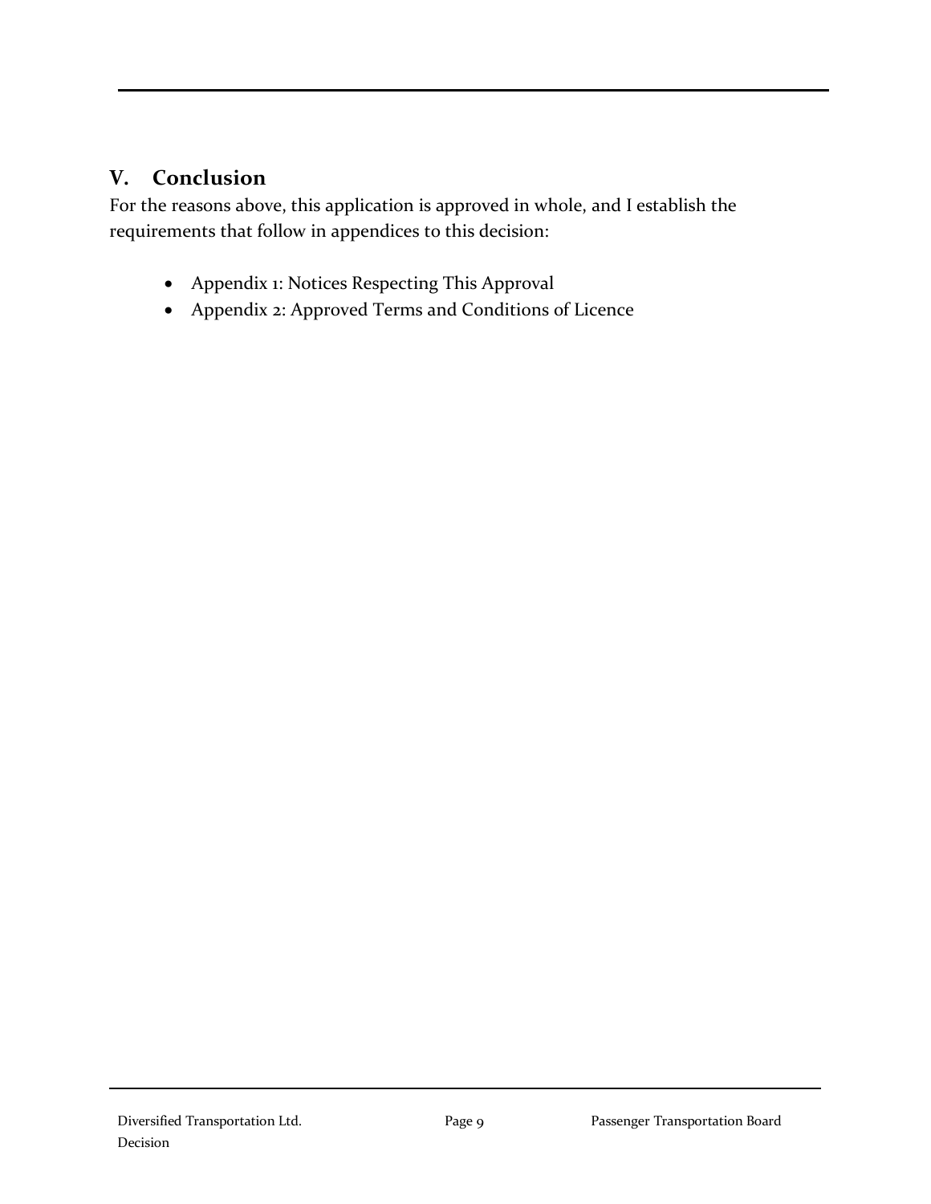## V. Conclusion

For the reasons above, this application is approved in whole, and I establish the requirements that follow in appendices to this decision:

- Appendix 1: Notices Respecting This Approval
- Appendix 2: Approved Terms and Conditions of Licence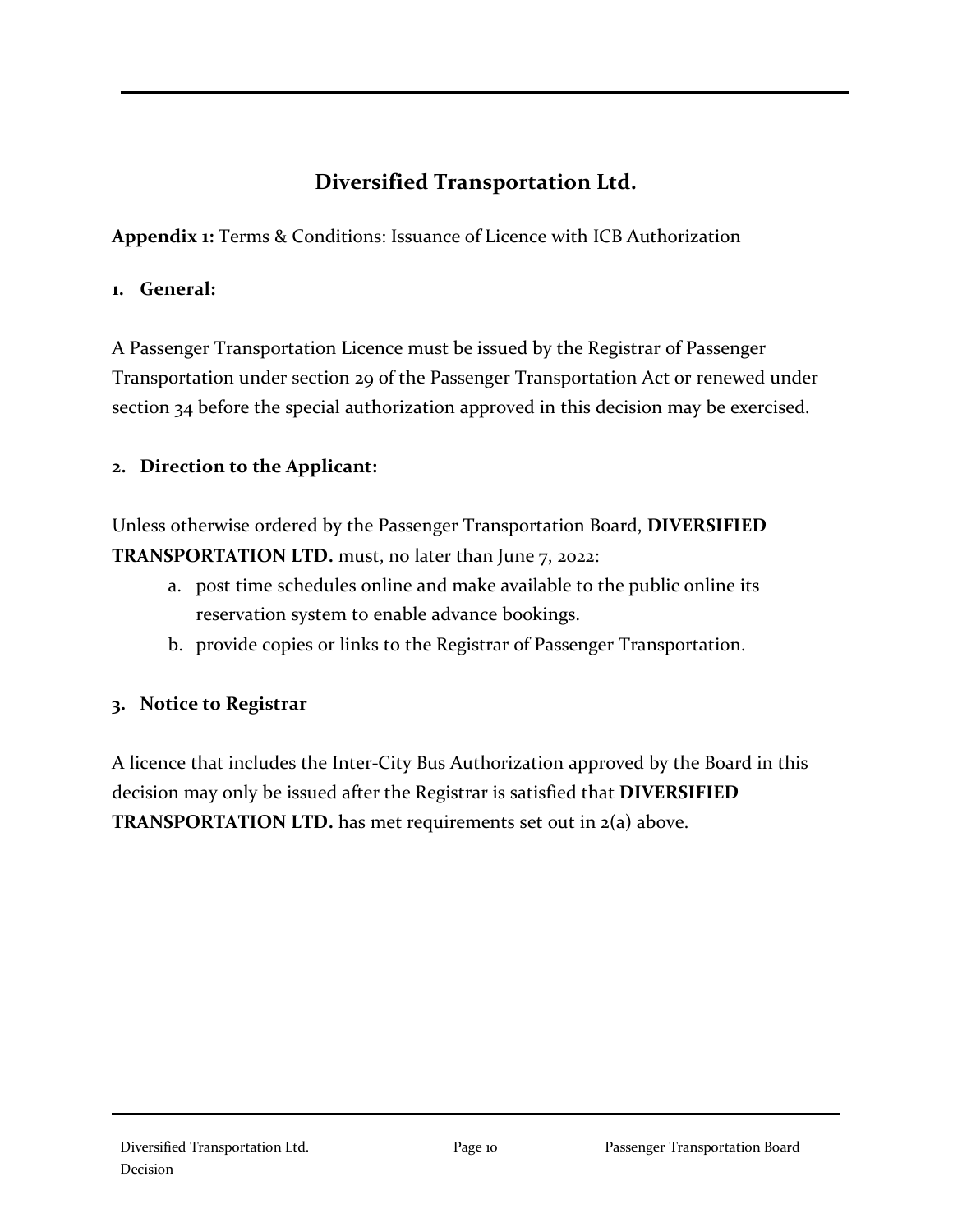# Diversified Transportation Ltd.

**Appendix 1:** Terms & Conditions: Issuance of Licence with ICB Authorization

## 1. General:

A Passenger Transportation Licence must be issued by the Registrar of Passenger Transportation under section 29 of the Passenger Transportation Act or renewed under section 34 before the special authorization approved in this decision may be exercised.

## 2. Direction to the Applicant:

Unless otherwise ordered by the Passenger Transportation Board, **DIVERSIFIED TRANSPORTATION LTD.** must, no later than June 7, 2022:

a. post time schedules online and make available to the public online its reservation system to enable advance bookings.
b. provide copies or links to the Registrar of Passenger Transportation.

## 3. Notice to Registrar

A licence that includes the Inter-City Bus Authorization approved by the Board in this decision may only be issued after the Registrar is satisfied that **DIVERSIFIED TRANSPORTATION LTD.** has met requirements set out in 2(a) above.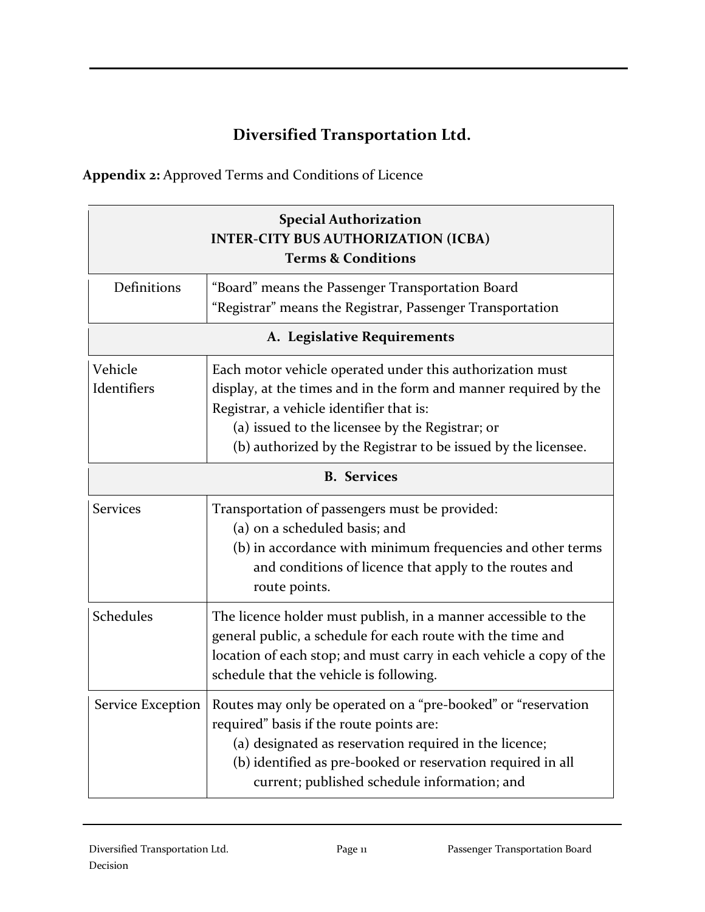## Diversified Transportation Ltd.

**Appendix 2:** Approved Terms and Conditions of Licence

| **Special Authorization<br>INTER-CITY BUS AUTHORIZATION (ICBA)<br>Terms & Conditions** | |
|---|---|
| Definitions | "Board" means the Passenger Transportation Board<br>"Registrar" means the Registrar, Passenger Transportation |
| **A. Legislative Requirements** | |
| Vehicle Identifiers | Each motor vehicle operated under this authorization must display, at the times and in the form and manner required by the Registrar, a vehicle identifier that is:<br>(a) issued to the licensee by the Registrar; or<br>(b) authorized by the Registrar to be issued by the licensee. |
| **B. Services** | |
| Services | Transportation of passengers must be provided:<br>(a) on a scheduled basis; and<br>(b) in accordance with minimum frequencies and other terms and conditions of licence that apply to the routes and route points. |
| Schedules | The licence holder must publish, in a manner accessible to the general public, a schedule for each route with the time and location of each stop; and must carry in each vehicle a copy of the schedule that the vehicle is following. |
| Service Exception | Routes may only be operated on a "pre-booked" or "reservation required" basis if the route points are:<br>(a) designated as reservation required in the licence;<br>(b) identified as pre-booked or reservation required in all current; published schedule information; and |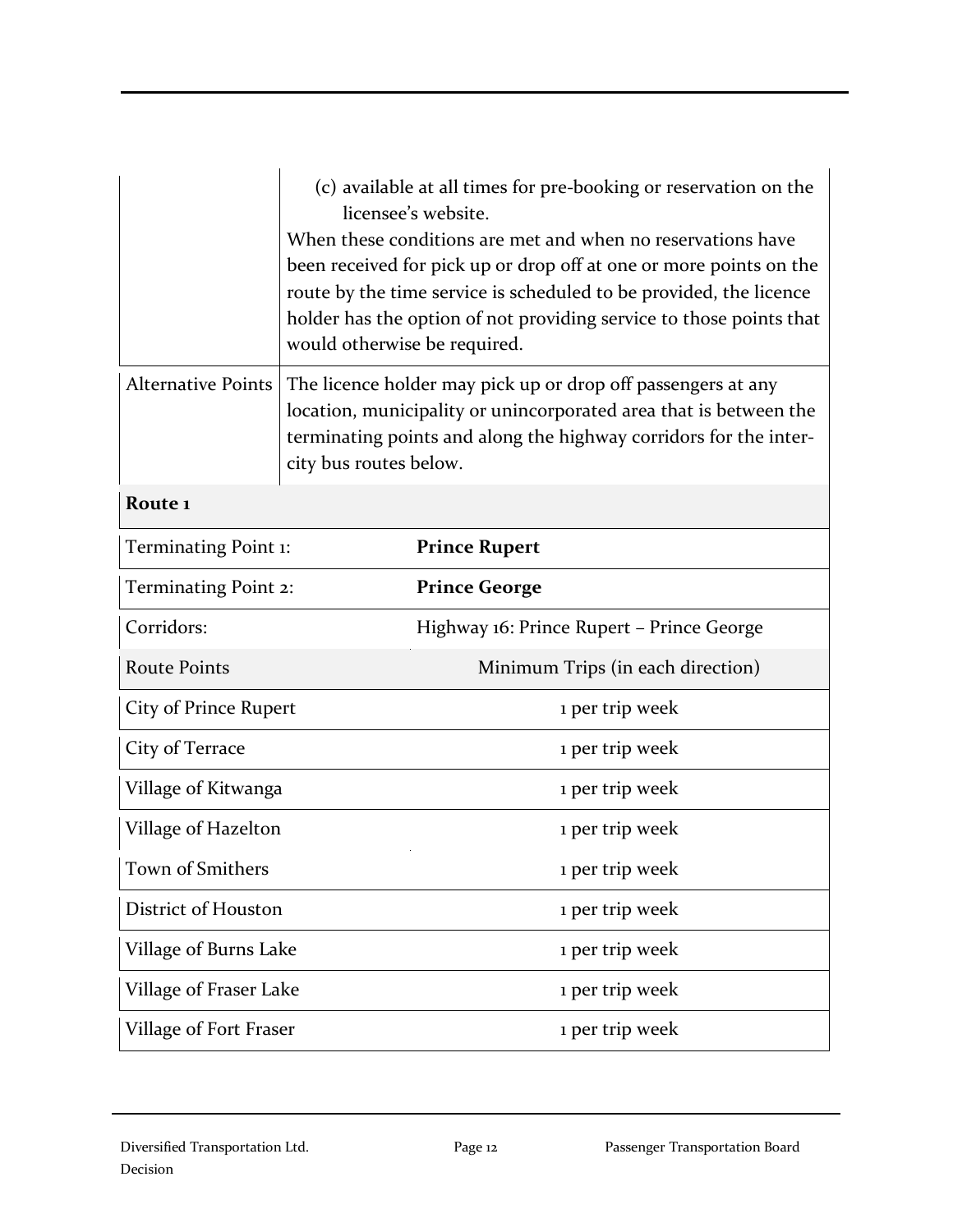| | (c) available at all times for pre-booking or reservation on the licensee's website.<br>When these conditions are met and when no reservations have been received for pick up or drop off at one or more points on the route by the time service is scheduled to be provided, the licence holder has the option of not providing service to those points that would otherwise be required. |
|---|---|
| Alternative Points | The licence holder may pick up or drop off passengers at any location, municipality or unincorporated area that is between the terminating points and along the highway corridors for the inter-city bus routes below. |

| **Route 1** | |
|---|---|
| Terminating Point 1: | **Prince Rupert** |
| Terminating Point 2: | **Prince George** |
| Corridors: | Highway 16: Prince Rupert – Prince George |
| Route Points | Minimum Trips (in each direction) |
| City of Prince Rupert | 1 per trip week |
| City of Terrace | 1 per trip week |
| Village of Kitwanga | 1 per trip week |
| Village of Hazelton | 1 per trip week |
| Town of Smithers | 1 per trip week |
| District of Houston | 1 per trip week |
| Village of Burns Lake | 1 per trip week |
| Village of Fraser Lake | 1 per trip week |
| Village of Fort Fraser | 1 per trip week |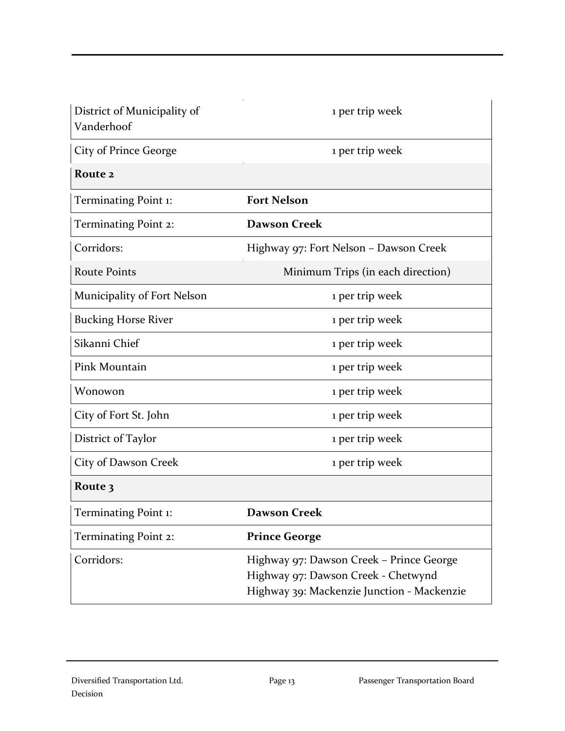| | |
|---|---|
| District of Municipality of Vanderhoof | 1 per trip week |
| City of Prince George | 1 per trip week |
| **Route 2** | |
| Terminating Point 1: | **Fort Nelson** |
| Terminating Point 2: | **Dawson Creek** |
| Corridors: | Highway 97: Fort Nelson – Dawson Creek |
| Route Points | Minimum Trips (in each direction) |
| Municipality of Fort Nelson | 1 per trip week |
| Bucking Horse River | 1 per trip week |
| Sikanni Chief | 1 per trip week |
| Pink Mountain | 1 per trip week |
| Wonowon | 1 per trip week |
| City of Fort St. John | 1 per trip week |
| District of Taylor | 1 per trip week |
| City of Dawson Creek | 1 per trip week |
| **Route 3** | |
| Terminating Point 1: | **Dawson Creek** |
| Terminating Point 2: | **Prince George** |
| Corridors: | Highway 97: Dawson Creek – Prince George<br>Highway 97: Dawson Creek - Chetwynd<br>Highway 39: Mackenzie Junction - Mackenzie |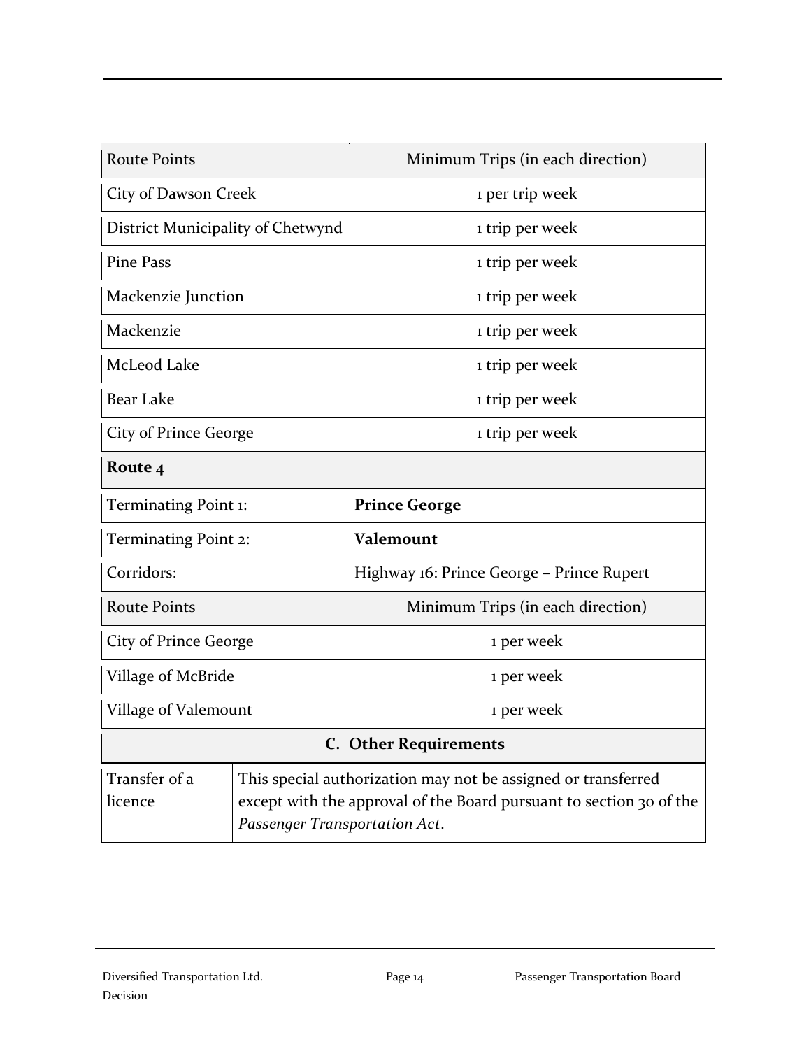| Route Points | Minimum Trips (in each direction) |
| --- | --- |
| City of Dawson Creek | 1 per trip week |
| District Municipality of Chetwynd | 1 trip per week |
| Pine Pass | 1 trip per week |
| Mackenzie Junction | 1 trip per week |
| Mackenzie | 1 trip per week |
| McLeod Lake | 1 trip per week |
| Bear Lake | 1 trip per week |
| City of Prince George | 1 trip per week |
| **Route 4** | |
| Terminating Point 1: | **Prince George** |
| Terminating Point 2: | **Valemount** |
| Corridors: | Highway 16: Prince George – Prince Rupert |
| Route Points | Minimum Trips (in each direction) |
| City of Prince George | 1 per week |
| Village of McBride | 1 per week |
| Village of Valemount | 1 per week |

| C. Other Requirements | |
| --- | --- |
| Transfer of a licence | This special authorization may not be assigned or transferred except with the approval of the Board pursuant to section 30 of the *Passenger Transportation Act*. |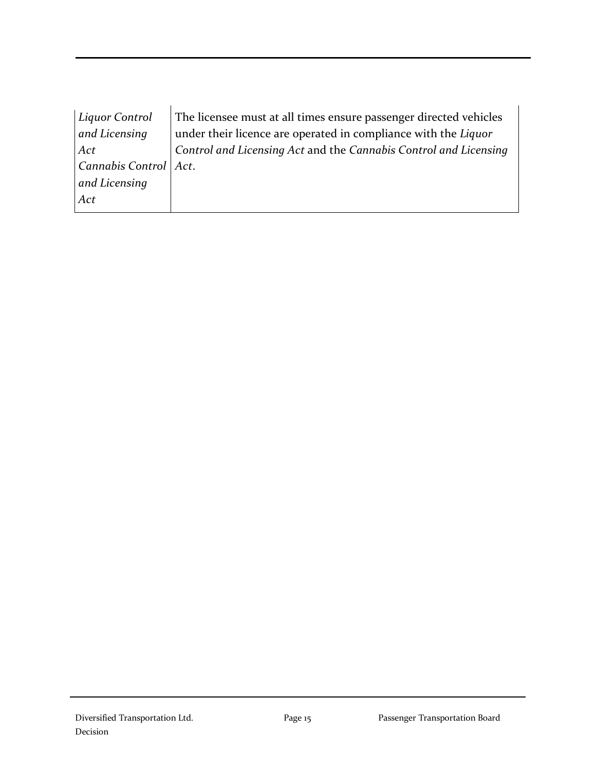| | |
|---|---|
| *Liquor Control and Licensing Act* *Cannabis Control and Licensing Act* | The licensee must at all times ensure passenger directed vehicles under their licence are operated in compliance with the *Liquor Control and Licensing Act* and the *Cannabis Control and Licensing Act*. |